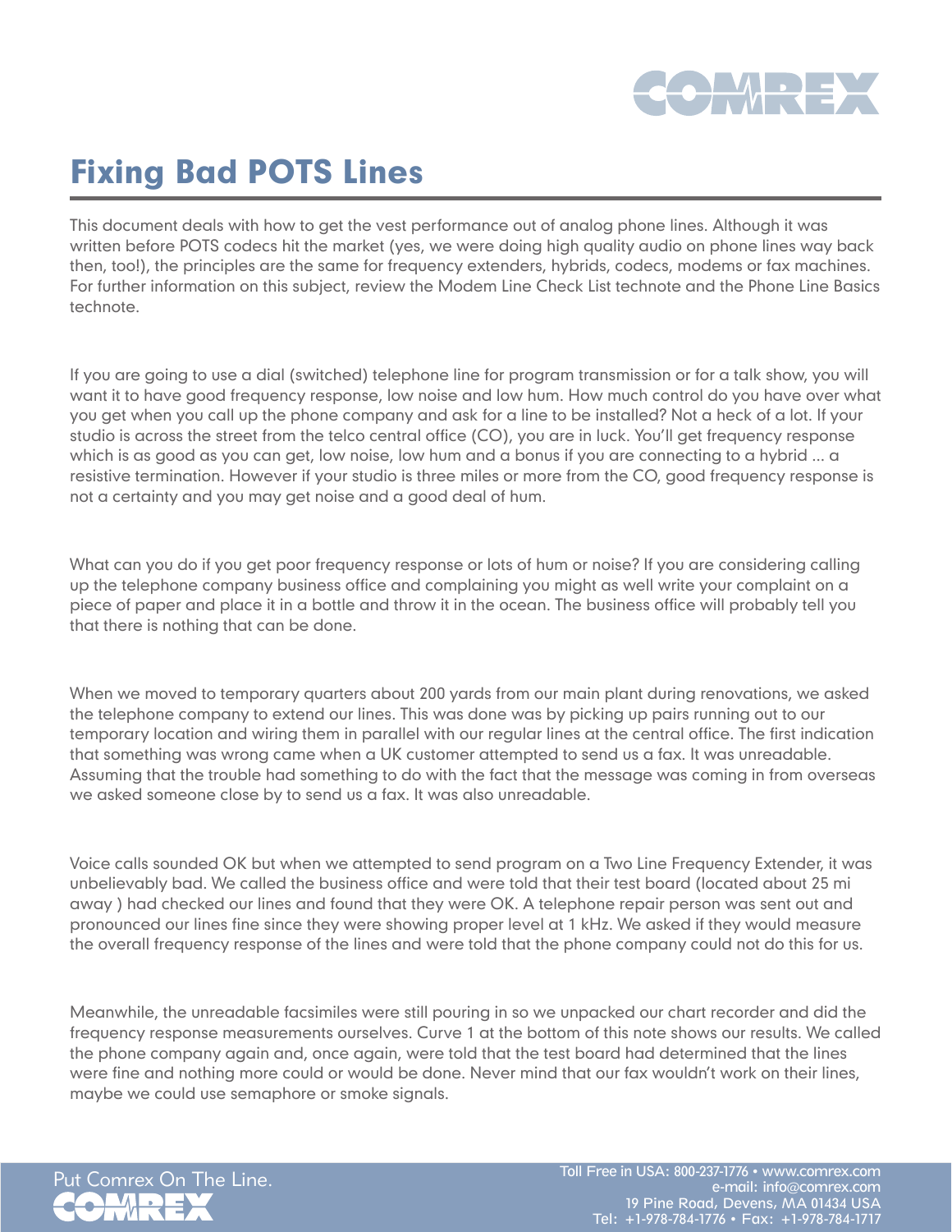# Fixing Bad POTS Lines

This document deals with how to get the vest performance out of analog phone lines. Although it was written before POTS codecs hit the market (yes, we were doing high quality audio on phone lines way back then, too!), the principles are the same for frequency extenders, hybrids, codecs, modems or fax machines. For further information on this subject, review the Modem Line Check List technote and the Phone Line Basics technote.

If you are going to use a dial (switched) telephone line for program transmission or for a talk show, you will want it to have good frequency response, low noise and low hum. How much control do you have over what you get when you call up the phone company and ask for a line to be installed? Not a heck of a lot. If your studio is across the street from the telco central office (CO), you are in luck. You'll get frequency response which is as good as you can get, low noise, low hum and a bonus if you are connecting to a hybrid ... a resistive termination. However if your studio is three miles or more from the CO, good frequency response is not a certainty and you may get noise and a good deal of hum.

What can you do if you get poor frequency response or lots of hum or noise? If you are considering calling up the telephone company business office and complaining you might as well write your complaint on a piece of paper and place it in a bottle and throw it in the ocean. The business office will probably tell you that there is nothing that can be done.

When we moved to temporary quarters about 200 yards from our main plant during renovations, we asked the telephone company to extend our lines. This was done was by picking up pairs running out to our temporary location and wiring them in parallel with our regular lines at the central office. The first indication that something was wrong came when a UK customer attempted to send us a fax. It was unreadable. Assuming that the trouble had something to do with the fact that the message was coming in from overseas we asked someone close by to send us a fax. It was also unreadable.

Voice calls sounded OK but when we attempted to send program on a Two Line Frequency Extender, it was unbelievably bad. We called the business office and were told that their test board (located about 25 mi away ) had checked our lines and found that they were OK. A telephone repair person was sent out and pronounced our lines fine since they were showing proper level at 1 kHz. We asked if they would measure the overall frequency response of the lines and were told that the phone company could not do this for us.

Meanwhile, the unreadable facsimiles were still pouring in so we unpacked our chart recorder and did the frequency response measurements ourselves. Curve 1 at the bottom of this note shows our results. We called the phone company again and, once again, were told that the test board had determined that the lines were fine and nothing more could or would be done. Never mind that our fax wouldn't work on their lines, maybe we could use semaphore or smoke signals.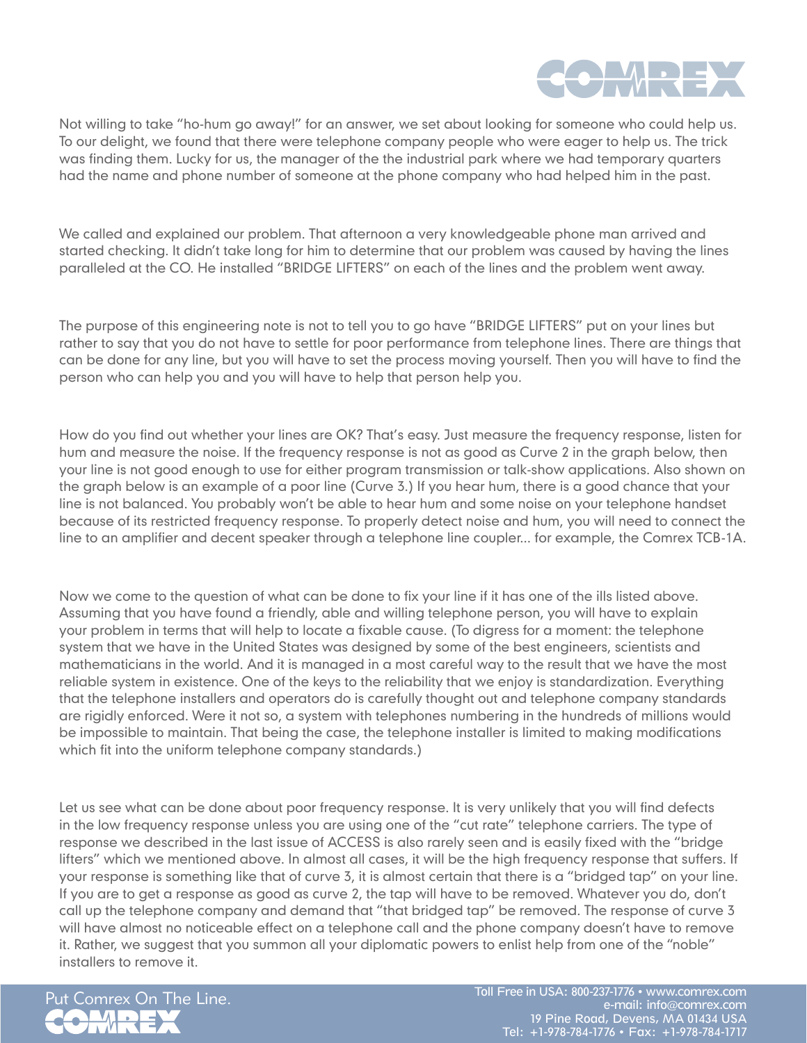Not willing to take "ho-hum go away!" for an answer, we set about looking for someone who could help us. To our delight, we found that there were telephone company people who were eager to help us. The trick was finding them. Lucky for us, the manager of the the industrial park where we had temporary quarters had the name and phone number of someone at the phone company who had helped him in the past.

We called and explained our problem. That afternoon a very knowledgeable phone man arrived and started checking. It didn't take long for him to determine that our problem was caused by having the lines paralleled at the CO. He installed "BRIDGE LIFTERS" on each of the lines and the problem went away.

The purpose of this engineering note is not to tell you to go have "BRIDGE LIFTERS" put on your lines but rather to say that you do not have to settle for poor performance from telephone lines. There are things that can be done for any line, but you will have to set the process moving yourself. Then you will have to find the person who can help you and you will have to help that person help you.

How do you find out whether your lines are OK? That's easy. Just measure the frequency response, listen for hum and measure the noise. If the frequency response is not as good as Curve 2 in the graph below, then your line is not good enough to use for either program transmission or talk-show applications. Also shown on the graph below is an example of a poor line (Curve 3.) If you hear hum, there is a good chance that your line is not balanced. You probably won't be able to hear hum and some noise on your telephone handset because of its restricted frequency response. To properly detect noise and hum, you will need to connect the line to an amplifier and decent speaker through a telephone line coupler... for example, the Comrex TCB-1A.

Now we come to the question of what can be done to fix your line if it has one of the ills listed above. Assuming that you have found a friendly, able and willing telephone person, you will have to explain your problem in terms that will help to locate a fixable cause. (To digress for a moment: the telephone system that we have in the United States was designed by some of the best engineers, scientists and mathematicians in the world. And it is managed in a most careful way to the result that we have the most reliable system in existence. One of the keys to the reliability that we enjoy is standardization. Everything that the telephone installers and operators do is carefully thought out and telephone company standards are rigidly enforced. Were it not so, a system with telephones numbering in the hundreds of millions would be impossible to maintain. That being the case, the telephone installer is limited to making modifications which fit into the uniform telephone company standards.)

Let us see what can be done about poor frequency response. It is very unlikely that you will find defects in the low frequency response unless you are using one of the "cut rate" telephone carriers. The type of response we described in the last issue of ACCESS is also rarely seen and is easily fixed with the "bridge lifters" which we mentioned above. In almost all cases, it will be the high frequency response that suffers. If your response is something like that of curve 3, it is almost certain that there is a "bridged tap" on your line. If you are to get a response as good as curve 2, the tap will have to be removed. Whatever you do, don't call up the telephone company and demand that "that bridged tap" be removed. The response of curve 3 will have almost no noticeable effect on a telephone call and the phone company doesn't have to remove it. Rather, we suggest that you summon all your diplomatic powers to enlist help from one of the "noble" installers to remove it.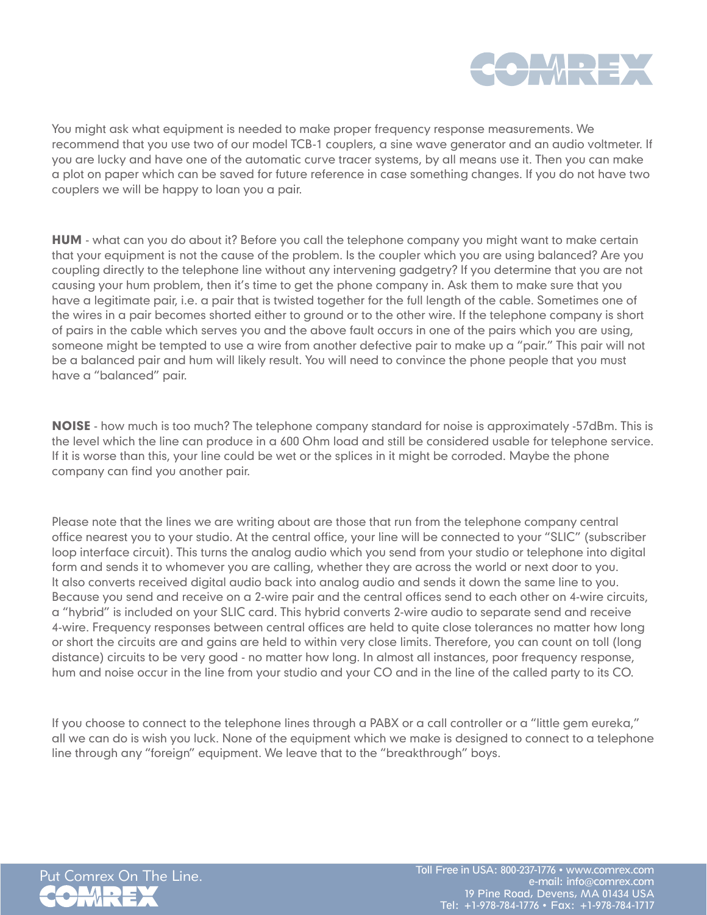You might ask what equipment is needed to make proper frequency response measurements. We recommend that you use two of our model TCB-1 couplers, a sine wave generator and an audio voltmeter. If you are lucky and have one of the automatic curve tracer systems, by all means use it. Then you can make a plot on paper which can be saved for future reference in case something changes. If you do not have two couplers we will be happy to loan you a pair.

**HUM** - what can you do about it? Before you call the telephone company you might want to make certain that your equipment is not the cause of the problem. Is the coupler which you are using balanced? Are you coupling directly to the telephone line without any intervening gadgetry? If you determine that you are not causing your hum problem, then it's time to get the phone company in. Ask them to make sure that you have a legitimate pair, i.e. a pair that is twisted together for the full length of the cable. Sometimes one of the wires in a pair becomes shorted either to ground or to the other wire. If the telephone company is short of pairs in the cable which serves you and the above fault occurs in one of the pairs which you are using, someone might be tempted to use a wire from another defective pair to make up a "pair." This pair will not be a balanced pair and hum will likely result. You will need to convince the phone people that you must have a "balanced" pair.

**NOISE** - how much is too much? The telephone company standard for noise is approximately -57dBm. This is the level which the line can produce in a 600 Ohm load and still be considered usable for telephone service. If it is worse than this, your line could be wet or the splices in it might be corroded. Maybe the phone company can find you another pair.

Please note that the lines we are writing about are those that run from the telephone company central office nearest you to your studio. At the central office, your line will be connected to your "SLIC" (subscriber loop interface circuit). This turns the analog audio which you send from your studio or telephone into digital form and sends it to whomever you are calling, whether they are across the world or next door to you. It also converts received digital audio back into analog audio and sends it down the same line to you. Because you send and receive on a 2-wire pair and the central offices send to each other on 4-wire circuits, a "hybrid" is included on your SLIC card. This hybrid converts 2-wire audio to separate send and receive 4-wire. Frequency responses between central offices are held to quite close tolerances no matter how long or short the circuits are and gains are held to within very close limits. Therefore, you can count on toll (long distance) circuits to be very good - no matter how long. In almost all instances, poor frequency response, hum and noise occur in the line from your studio and your CO and in the line of the called party to its CO.

If you choose to connect to the telephone lines through a PABX or a call controller or a "little gem eureka," all we can do is wish you luck. None of the equipment which we make is designed to connect to a telephone line through any "foreign" equipment. We leave that to the "breakthrough" boys.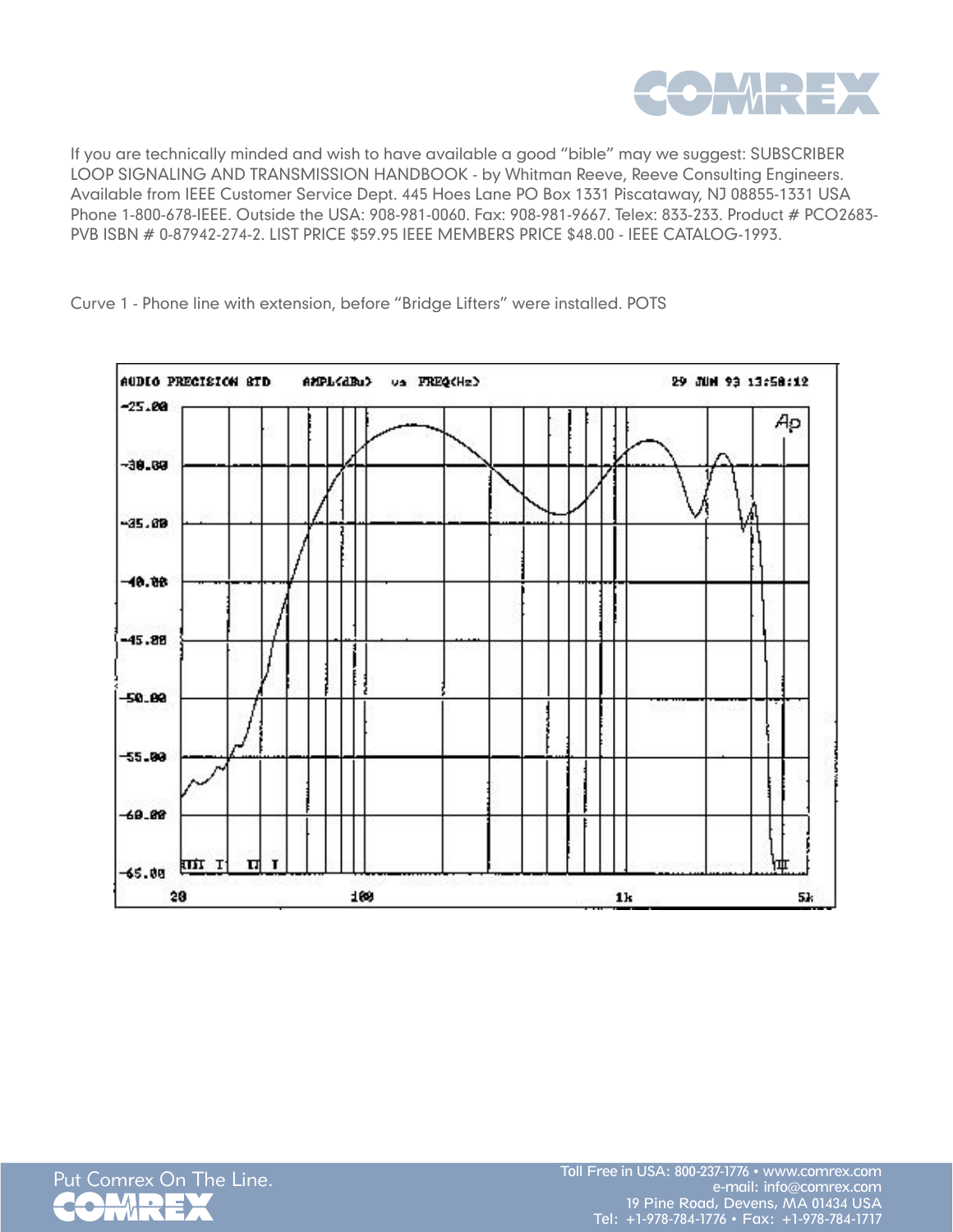If you are technically minded and wish to have available a good “bible” may we suggest: SUBSCRIBER LOOP SIGNALING AND TRANSMISSION HANDBOOK - by Whitman Reeve, Reeve Consulting Engineers. Available from IEEE Customer Service Dept. 445 Hoes Lane PO Box 1331 Piscataway, NJ 08855-1331 USA Phone 1-800-678-IEEE. Outside the USA: 908-981-0060. Fax: 908-981-9667. Telex: 833-233. Product # PCO2683-PVB ISBN # 0-87942-274-2. LIST PRICE $59.95 IEEE MEMBERS PRICE $48.00 - IEEE CATALOG-1993.

Curve 1 - Phone line with extension, before “Bridge Lifters” were installed. POTS

AUDIO PRECISION BTD AMPL(dBu) vs FREQ(Hz) 29 JUN 93 13:58:12

Put Comrex On The Line.

Toll Free in USA: 800-237-1776 • www.comrex.com
e-mail: info@comrex.com
19 Pine Road, Devens, MA 01434 USA
Tel: +1-978-784-1776 • Fax: +1-978-784-1717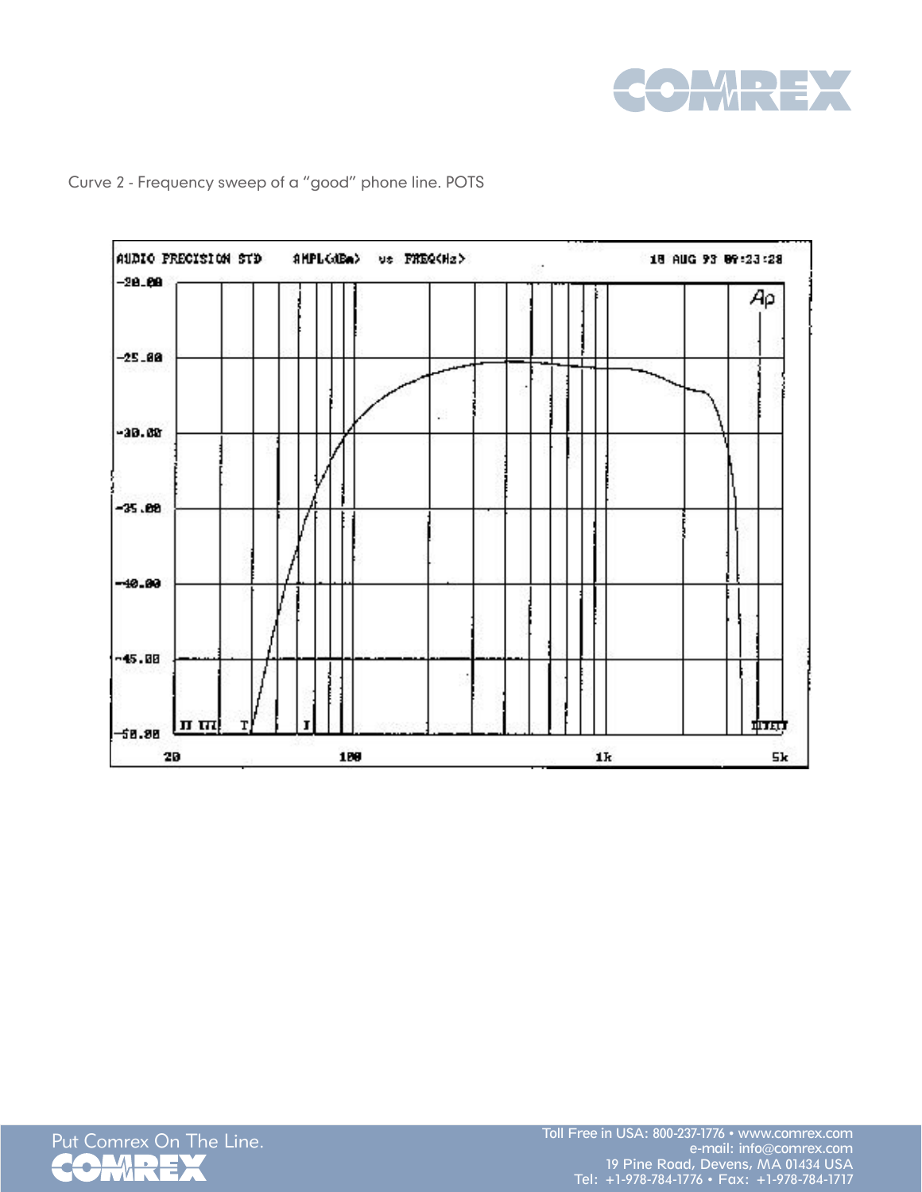Curve 2 - Frequency sweep of a "good" phone line. POTS

AUDIO PRECISION STD AMPL(dBm) vs FREQ(Hz) 18 AUG 93 09:23:28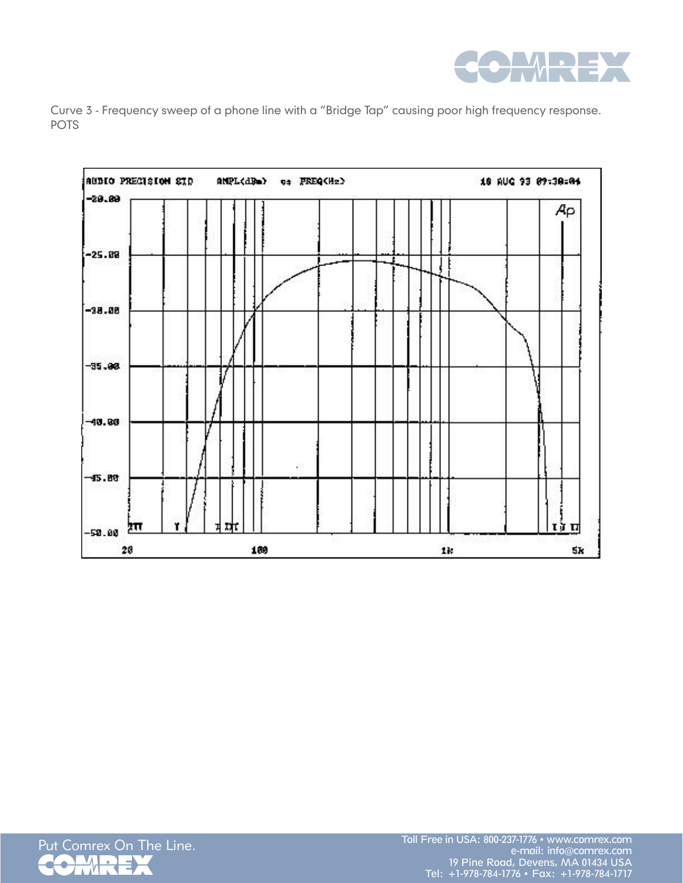Curve 3 - Frequency sweep of a phone line with a "Bridge Tap" causing poor high frequency response.
POTS

AUDIO PRECISION STD AMPL(dBm) vs FREQ(Hz) 10 AUG 93 09:30:04

-20.00

-25.00

-30.00

-35.00

-40.00

-45.00

-50.00

20

100

1k

5k